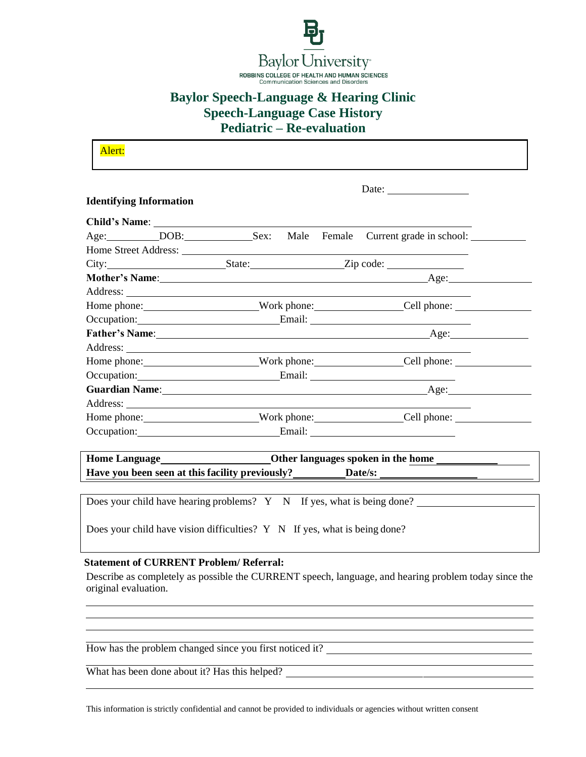Baylor University
ROBBINS COLLEGE OF HEALTH AND HUMAN SCIENCES
Communication Sciences and Disorders

# Baylor Speech-Language & Hearing Clinic
## Speech-Language Case History
## Pediatric – Re-evaluation

Alert:

Date: ______________

**Identifying Information**

**Child's Name**: ____________________________________________

Age:________ DOB:____________ Sex: Male Female Current grade in school: __________

Home Street Address: ____________________________________________

City:____________________ State:______________ Zip code: _____________

**Mother's Name**:____________________________________________ Age:______________

Address: ____________________________________________

Home phone:__________________ Work phone:______________ Cell phone: _____________

Occupation:______________________ Email: __________________________

**Father's Name**:____________________________________________ Age:______________

Address: ____________________________________________

Home phone:__________________ Work phone:______________ Cell phone: _____________

Occupation:______________________ Email: __________________________

**Guardian Name**:____________________________________________ Age:______________

Address: ____________________________________________

Home phone:__________________ Work phone:______________ Cell phone: _____________

Occupation:______________________ Email: __________________________

**Home Language**__________________ **Other languages spoken in the home** __________

**Have you been seen at this facility previously?**________ **Date/s:** ________________

Does your child have hearing problems? Y N If yes, what is being done? ____________________

Does your child have vision difficulties? Y N If yes, what is being done?

**Statement of CURRENT Problem/ Referral:**

Describe as completely as possible the CURRENT speech, language, and hearing problem today since the original evaluation.

____________________________________________________________________________

____________________________________________________________________________

____________________________________________________________________________

How has the problem changed since you first noticed it? ________________________________

____________________________________________________________________________

What has been done about it? Has this helped? ______________________________________

____________________________________________________________________________

This information is strictly confidential and cannot be provided to individuals or agencies without written consent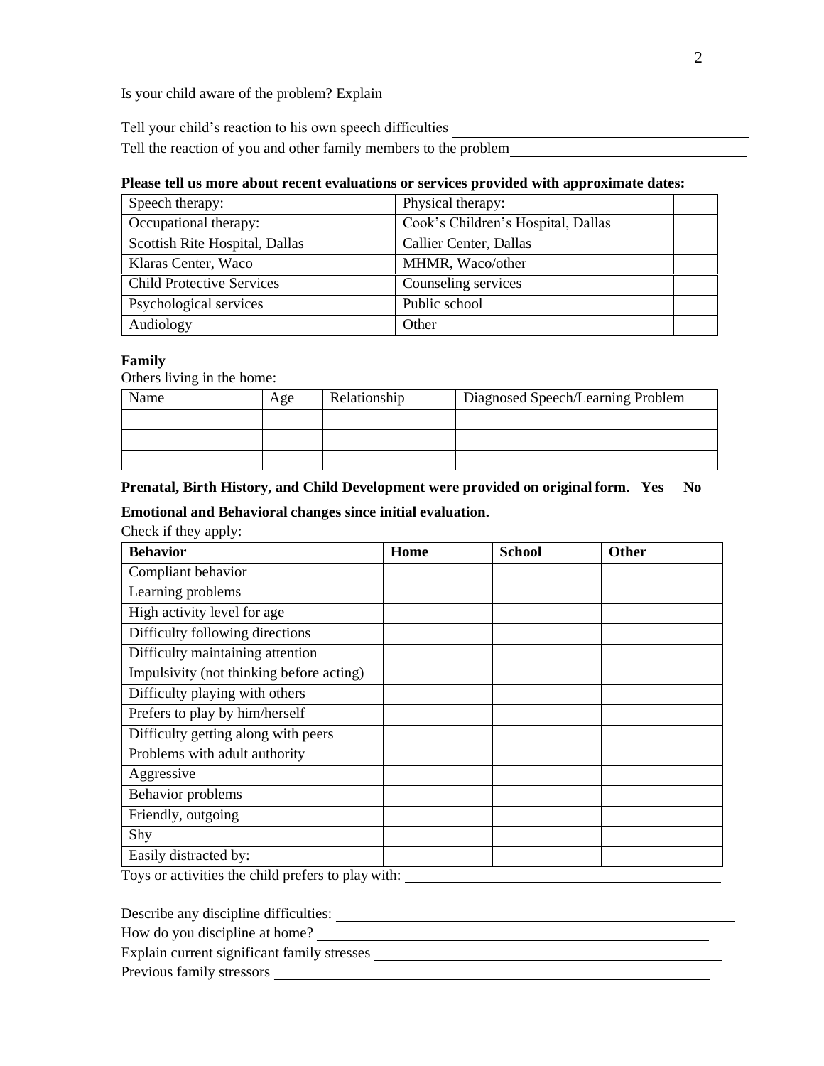Is your child aware of the problem? Explain

______________________________________________

Tell your child's reaction to his own speech difficulties ______________________________________________

Tell the reaction of you and other family members to the problem ______________________________________________

**Please tell us more about recent evaluations or services provided with approximate dates:**

| | | | |
|---|---|---|---|
| Speech therapy: ______________ | | Physical therapy: ____________________ | |
| Occupational therapy: __________ | | Cook's Children's Hospital, Dallas | |
| Scottish Rite Hospital, Dallas | | Callier Center, Dallas | |
| Klaras Center, Waco | | MHMR, Waco/other | |
| Child Protective Services | | Counseling services | |
| Psychological services | | Public school | |
| Audiology | | Other | |

**Family**

Others living in the home:

| Name | Age | Relationship | Diagnosed Speech/Learning Problem |
|---|---|---|---|
| | | | |
| | | | |
| | | | |

**Prenatal, Birth History, and Child Development were provided on original form. Yes No**

**Emotional and Behavioral changes since initial evaluation.**

Check if they apply:

| **Behavior** | **Home** | **School** | **Other** |
|---|---|---|---|
| Compliant behavior | | | |
| Learning problems | | | |
| High activity level for age | | | |
| Difficulty following directions | | | |
| Difficulty maintaining attention | | | |
| Impulsivity (not thinking before acting) | | | |
| Difficulty playing with others | | | |
| Prefers to play by him/herself | | | |
| Difficulty getting along with peers | | | |
| Problems with adult authority | | | |
| Aggressive | | | |
| Behavior problems | | | |
| Friendly, outgoing | | | |
| Shy | | | |
| Easily distracted by: | | | |

Toys or activities the child prefers to play with: ______________________________________________

______________________________________________

Describe any discipline difficulties: ______________________________________________

How do you discipline at home? ______________________________________________

Explain current significant family stresses ______________________________________________

Previous family stressors ______________________________________________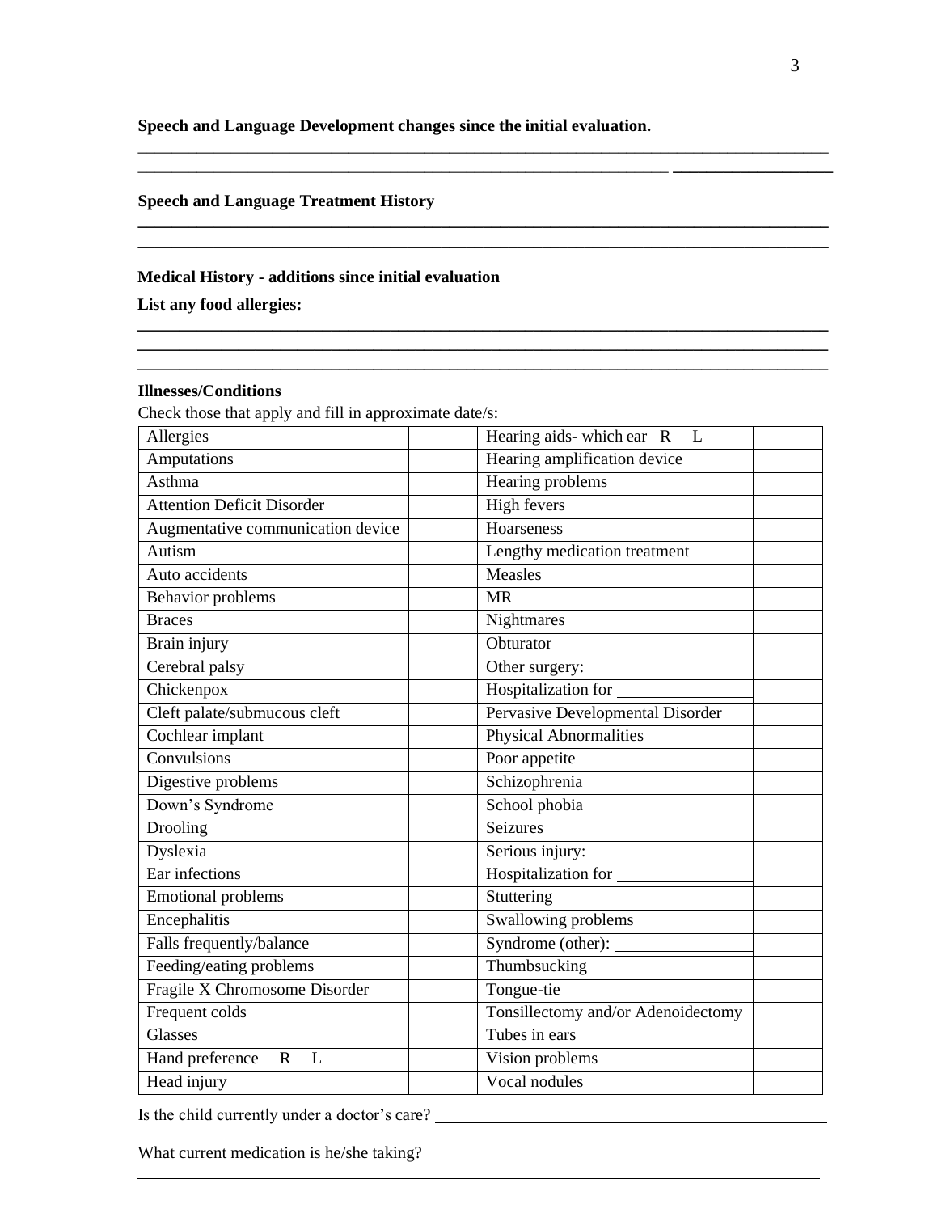**Speech and Language Development changes since the initial evaluation.**

______________________________________________________________________________
______________________________________________________________________________

**Speech and Language Treatment History**

______________________________________________________________________________
______________________________________________________________________________

**Medical History - additions since initial evaluation**

**List any food allergies:**

______________________________________________________________________________
______________________________________________________________________________
______________________________________________________________________________

**Illnesses/Conditions**

Check those that apply and fill in approximate date/s:

| | | | |
|---|---|---|---|
| Allergies | | Hearing aids- which ear R L | |
| Amputations | | Hearing amplification device | |
| Asthma | | Hearing problems | |
| Attention Deficit Disorder | | High fevers | |
| Augmentative communication device | | Hoarseness | |
| Autism | | Lengthy medication treatment | |
| Auto accidents | | Measles | |
| Behavior problems | | MR | |
| Braces | | Nightmares | |
| Brain injury | | Obturator | |
| Cerebral palsy | | Other surgery: | |
| Chickenpox | | Hospitalization for ________________ | |
| Cleft palate/submucous cleft | | Pervasive Developmental Disorder | |
| Cochlear implant | | Physical Abnormalities | |
| Convulsions | | Poor appetite | |
| Digestive problems | | Schizophrenia | |
| Down's Syndrome | | School phobia | |
| Drooling | | Seizures | |
| Dyslexia | | Serious injury: | |
| Ear infections | | Hospitalization for ________________ | |
| Emotional problems | | Stuttering | |
| Encephalitis | | Swallowing problems | |
| Falls frequently/balance | | Syndrome (other): ________________ | |
| Feeding/eating problems | | Thumbsucking | |
| Fragile X Chromosome Disorder | | Tongue-tie | |
| Frequent colds | | Tonsillectomy and/or Adenoidectomy | |
| Glasses | | Tubes in ears | |
| Hand preference R L | | Vision problems | |
| Head injury | | Vocal nodules | |

Is the child currently under a doctor's care? ________________________________________
______________________________________________________________________________

What current medication is he/she taking?
______________________________________________________________________________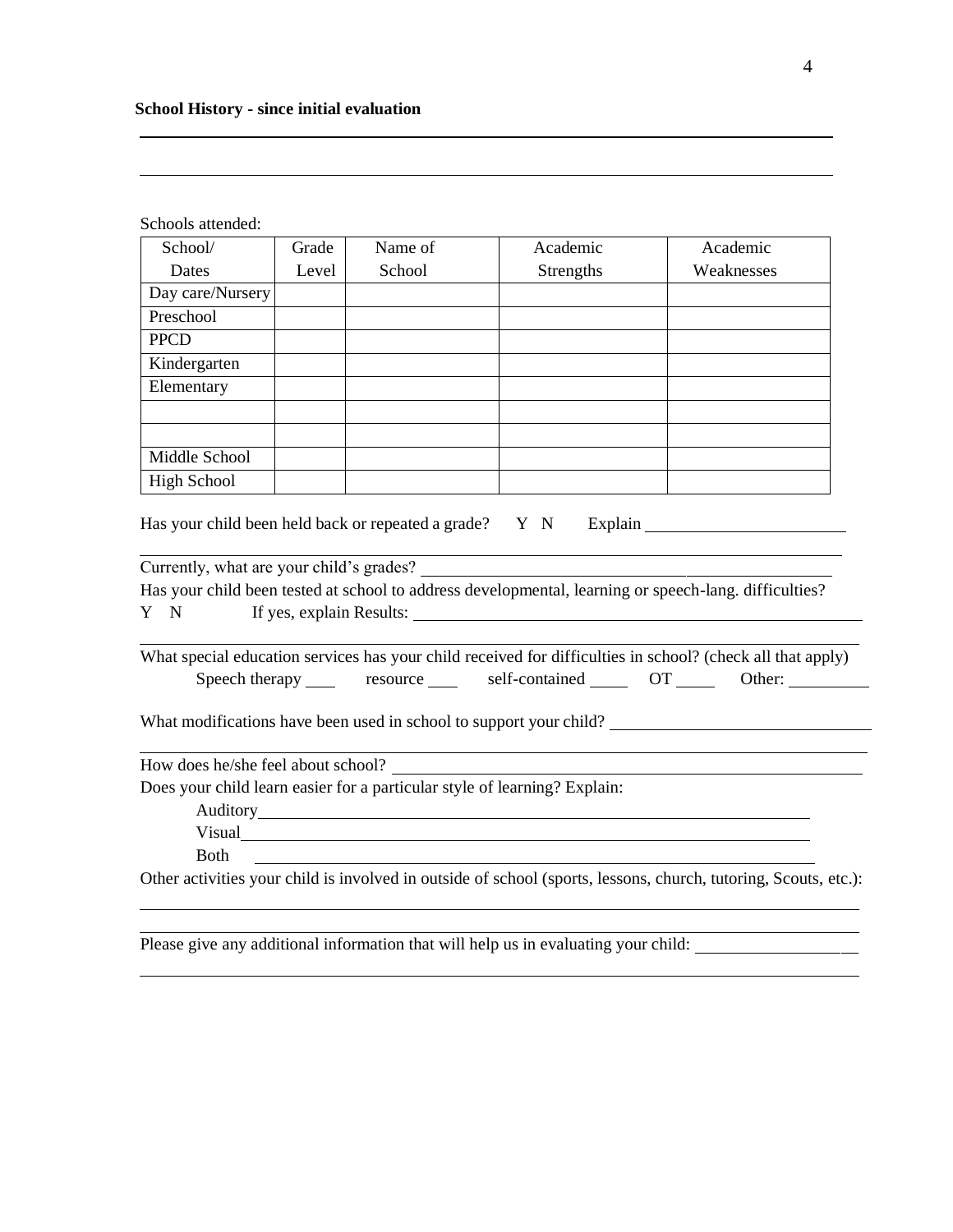**School History - since initial evaluation**

Schools attended:

| School/ Dates | Grade Level | Name of School | Academic Strengths | Academic Weaknesses |
|---|---|---|---|---|
| Day care/Nursery | | | | |
| Preschool | | | | |
| PPCD | | | | |
| Kindergarten | | | | |
| Elementary | | | | |
| | | | | |
| | | | | |
| Middle School | | | | |
| High School | | | | |

Has your child been held back or repeated a grade? Y N Explain ________________________

Currently, what are your child's grades? ________________________

Has your child been tested at school to address developmental, learning or speech-lang. difficulties?

Y N If yes, explain Results: ________________________

What special education services has your child received for difficulties in school? (check all that apply)

Speech therapy ____ resource ____ self-contained _____ OT _____ Other: __________

What modifications have been used in school to support your child? ________________________

How does he/she feel about school? ________________________

Does your child learn easier for a particular style of learning? Explain:

Auditory________________________

Visual________________________

Both ________________________

Other activities your child is involved in outside of school (sports, lessons, church, tutoring, Scouts, etc.):

Please give any additional information that will help us in evaluating your child: ________________________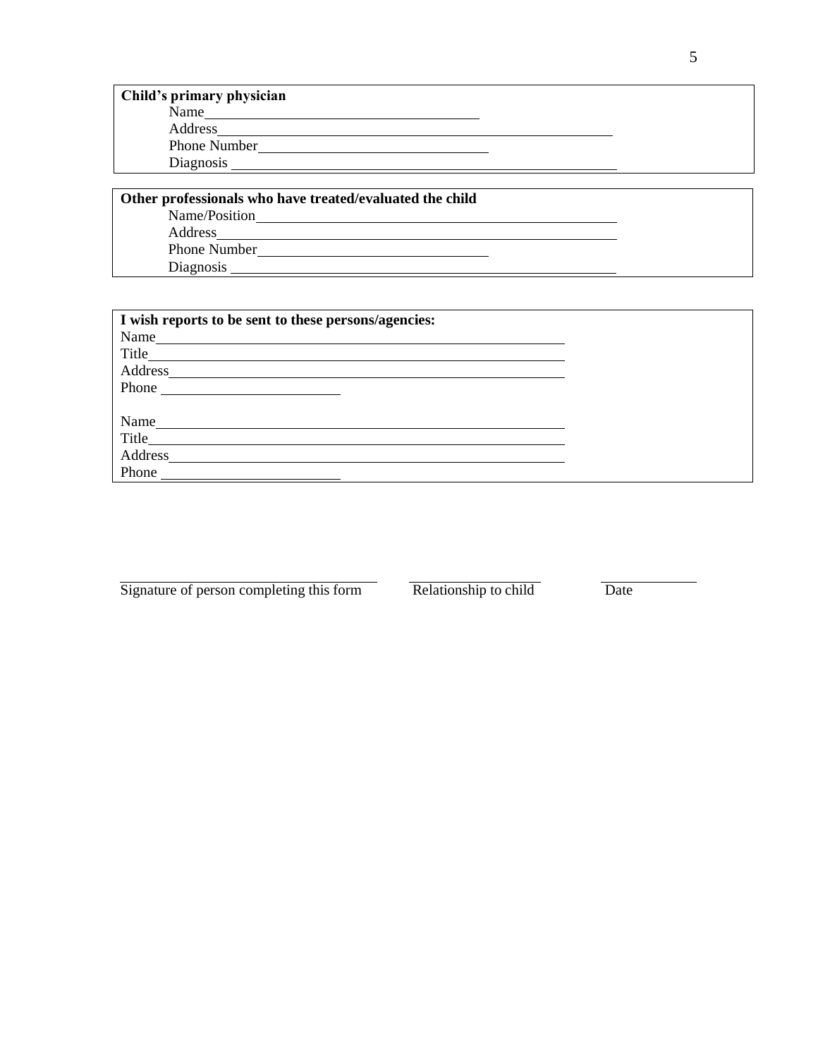**Child's primary physician**

Name\_\_\_\_\_\_\_\_\_\_\_\_\_\_\_\_\_\_\_\_\_\_\_\_\_\_\_\_\_\_\_\_\_\_\_\_\_\_\_\_

Address\_\_\_\_\_\_\_\_\_\_\_\_\_\_\_\_\_\_\_\_\_\_\_\_\_\_\_\_\_\_\_\_\_\_\_\_\_\_\_\_\_\_\_\_\_\_\_\_\_\_\_\_\_\_\_\_

Phone Number\_\_\_\_\_\_\_\_\_\_\_\_\_\_\_\_\_\_\_\_\_\_\_\_\_\_\_\_\_\_\_\_\_\_

Diagnosis \_\_\_\_\_\_\_\_\_\_\_\_\_\_\_\_\_\_\_\_\_\_\_\_\_\_\_\_\_\_\_\_\_\_\_\_\_\_\_\_\_\_\_\_\_\_\_\_\_\_\_\_\_\_\_

**Other professionals who have treated/evaluated the child**

Name/Position\_\_\_\_\_\_\_\_\_\_\_\_\_\_\_\_\_\_\_\_\_\_\_\_\_\_\_\_\_\_\_\_\_\_\_\_\_\_\_\_\_\_\_\_\_\_\_\_\_\_\_\_

Address\_\_\_\_\_\_\_\_\_\_\_\_\_\_\_\_\_\_\_\_\_\_\_\_\_\_\_\_\_\_\_\_\_\_\_\_\_\_\_\_\_\_\_\_\_\_\_\_\_\_\_\_\_\_\_\_

Phone Number\_\_\_\_\_\_\_\_\_\_\_\_\_\_\_\_\_\_\_\_\_\_\_\_\_\_\_\_\_\_\_\_\_\_

Diagnosis \_\_\_\_\_\_\_\_\_\_\_\_\_\_\_\_\_\_\_\_\_\_\_\_\_\_\_\_\_\_\_\_\_\_\_\_\_\_\_\_\_\_\_\_\_\_\_\_\_\_\_\_\_\_\_

**I wish reports to be sent to these persons/agencies:**

Name\_\_\_\_\_\_\_\_\_\_\_\_\_\_\_\_\_\_\_\_\_\_\_\_\_\_\_\_\_\_\_\_\_\_\_\_\_\_\_\_\_\_\_\_\_\_\_\_\_\_\_\_\_\_\_\_\_\_\_

Title\_\_\_\_\_\_\_\_\_\_\_\_\_\_\_\_\_\_\_\_\_\_\_\_\_\_\_\_\_\_\_\_\_\_\_\_\_\_\_\_\_\_\_\_\_\_\_\_\_\_\_\_\_\_\_\_\_\_\_\_

Address\_\_\_\_\_\_\_\_\_\_\_\_\_\_\_\_\_\_\_\_\_\_\_\_\_\_\_\_\_\_\_\_\_\_\_\_\_\_\_\_\_\_\_\_\_\_\_\_\_\_\_\_\_\_\_\_\_

Phone \_\_\_\_\_\_\_\_\_\_\_\_\_\_\_\_\_\_\_\_\_\_\_\_\_\_

Name\_\_\_\_\_\_\_\_\_\_\_\_\_\_\_\_\_\_\_\_\_\_\_\_\_\_\_\_\_\_\_\_\_\_\_\_\_\_\_\_\_\_\_\_\_\_\_\_\_\_\_\_\_\_\_\_\_\_\_

Title\_\_\_\_\_\_\_\_\_\_\_\_\_\_\_\_\_\_\_\_\_\_\_\_\_\_\_\_\_\_\_\_\_\_\_\_\_\_\_\_\_\_\_\_\_\_\_\_\_\_\_\_\_\_\_\_\_\_\_\_

Address\_\_\_\_\_\_\_\_\_\_\_\_\_\_\_\_\_\_\_\_\_\_\_\_\_\_\_\_\_\_\_\_\_\_\_\_\_\_\_\_\_\_\_\_\_\_\_\_\_\_\_\_\_\_\_\_\_

Phone \_\_\_\_\_\_\_\_\_\_\_\_\_\_\_\_\_\_\_\_\_\_\_\_\_\_

\_\_\_\_\_\_\_\_\_\_\_\_\_\_\_\_\_\_\_\_\_\_\_\_\_\_\_\_\_\_\_\_\_\_\_\_\_\_ \_\_\_\_\_\_\_\_\_\_\_\_\_\_\_\_\_\_\_\_ \_\_\_\_\_\_\_\_\_\_\_\_\_\_

Signature of person completing this form &nbsp;&nbsp;&nbsp;&nbsp; Relationship to child &nbsp;&nbsp;&nbsp;&nbsp; Date